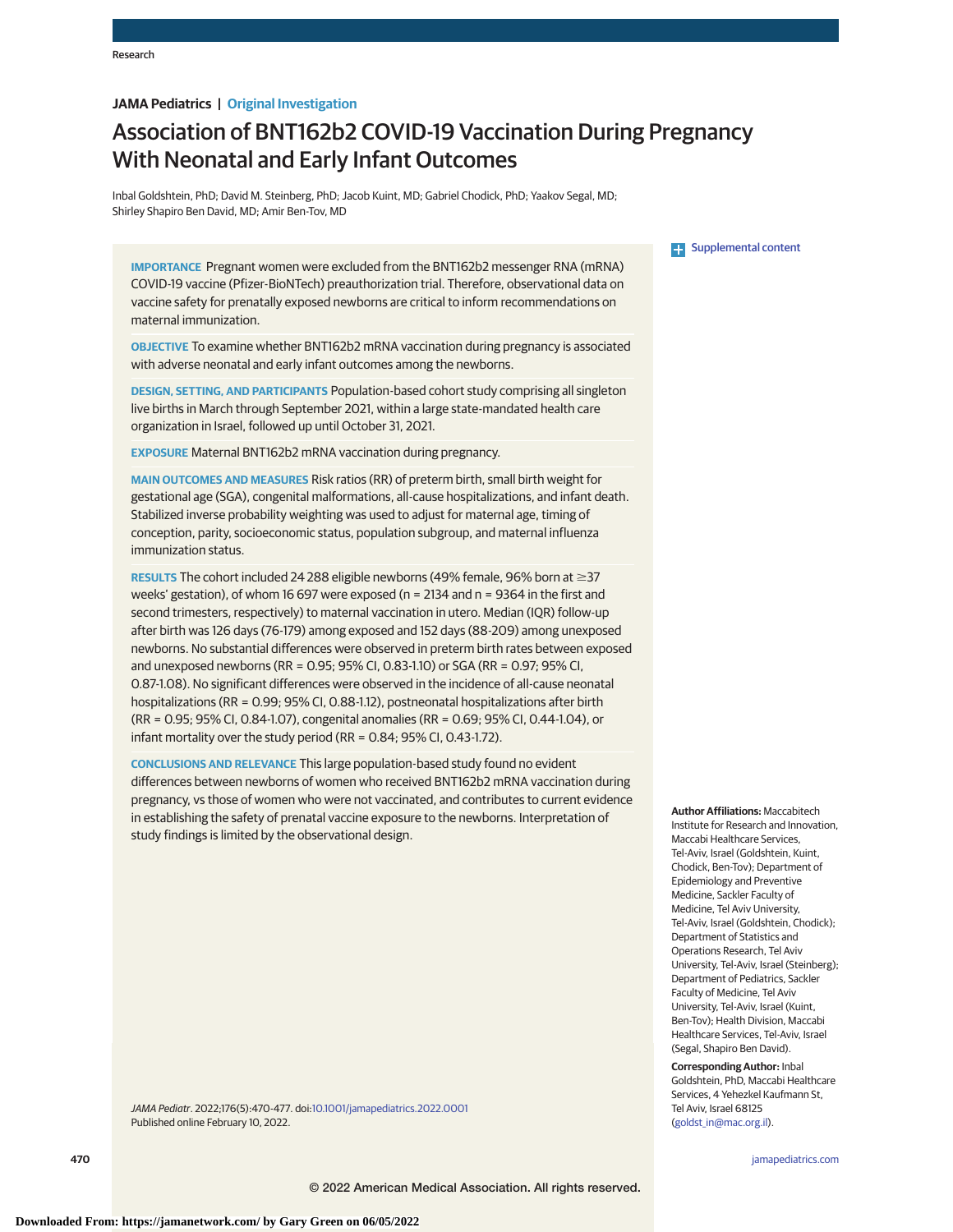JAMA Pediatrics | Original Investigation

# Association of BNT162b2 COVID-19 Vaccination During Pregnancy With Neonatal and Early Infant Outcomes

Inbal Goldshtein, PhD; David M. Steinberg, PhD; Jacob Kuint, MD; Gabriel Chodick, PhD; Yaakov Segal, MD; Shirley Shapiro Ben David, MD; Amir Ben-Tov, MD

**IMPORTANCE** Pregnant women were excluded from the BNT162b2 messenger RNA (mRNA) COVID-19 vaccine (Pfizer-BioNTech) preauthorization trial. Therefore, observational data on vaccine safety for prenatally exposed newborns are critical to inform recommendations on maternal immunization.

**OBJECTIVE** To examine whether BNT162b2 mRNA vaccination during pregnancy is associated with adverse neonatal and early infant outcomes among the newborns.

**DESIGN, SETTING, AND PARTICIPANTS** Population-based cohort study comprising all singleton live births in March through September 2021, within a large state-mandated health care organization in Israel, followed up until October 31, 2021.

**EXPOSURE** Maternal BNT162b2 mRNA vaccination during pregnancy.

**MAIN OUTCOMES AND MEASURES** Risk ratios (RR) of preterm birth, small birth weight for gestational age (SGA), congenital malformations, all-cause hospitalizations, and infant death. Stabilized inverse probability weighting was used to adjust for maternal age, timing of conception, parity, socioeconomic status, population subgroup, and maternal influenza immunization status.

**RESULTS** The cohort included 24 288 eligible newborns (49% female, 96% born at ≥37 weeks' gestation), of whom 16 697 were exposed (n = 2134 and n = 9364 in the first and second trimesters, respectively) to maternal vaccination in utero. Median (IQR) follow-up after birth was 126 days (76-179) among exposed and 152 days (88-209) among unexposed newborns. No substantial differences were observed in preterm birth rates between exposed and unexposed newborns (RR = 0.95; 95% CI, 0.83-1.10) or SGA (RR = 0.97; 95% CI, 0.87-1.08). No significant differences were observed in the incidence of all-cause neonatal hospitalizations (RR = 0.99; 95% CI, 0.88-1.12), postneonatal hospitalizations after birth (RR = 0.95; 95% CI, 0.84-1.07), congenital anomalies (RR = 0.69; 95% CI, 0.44-1.04), or infant mortality over the study period (RR = 0.84; 95% CI, 0.43-1.72).

**CONCLUSIONS AND RELEVANCE** This large population-based study found no evident differences between newborns of women who received BNT162b2 mRNA vaccination during pregnancy, vs those of women who were not vaccinated, and contributes to current evidence in establishing the safety of prenatal vaccine exposure to the newborns. Interpretation of study findings is limited by the observational design.

*JAMA Pediatr*. 2022;176(5):470-477. doi:10.1001/jamapediatrics.2022.0001
Published online February 10, 2022.

Supplemental content

**Author Affiliations:** Maccabitech Institute for Research and Innovation, Maccabi Healthcare Services, Tel-Aviv, Israel (Goldshtein, Kuint, Chodick, Ben-Tov); Department of Epidemiology and Preventive Medicine, Sackler Faculty of Medicine, Tel Aviv University, Tel-Aviv, Israel (Goldshtein, Chodick); Department of Statistics and Operations Research, Tel Aviv University, Tel-Aviv, Israel (Steinberg); Department of Pediatrics, Sackler Faculty of Medicine, Tel Aviv University, Tel-Aviv, Israel (Kuint, Ben-Tov); Health Division, Maccabi Healthcare Services, Tel-Aviv, Israel (Segal, Shapiro Ben David).

**Corresponding Author:** Inbal Goldshtein, PhD, Maccabi Healthcare Services, 4 Yehezkel Kaufmann St, Tel Aviv, Israel 68125 (goldst_in@mac.org.il).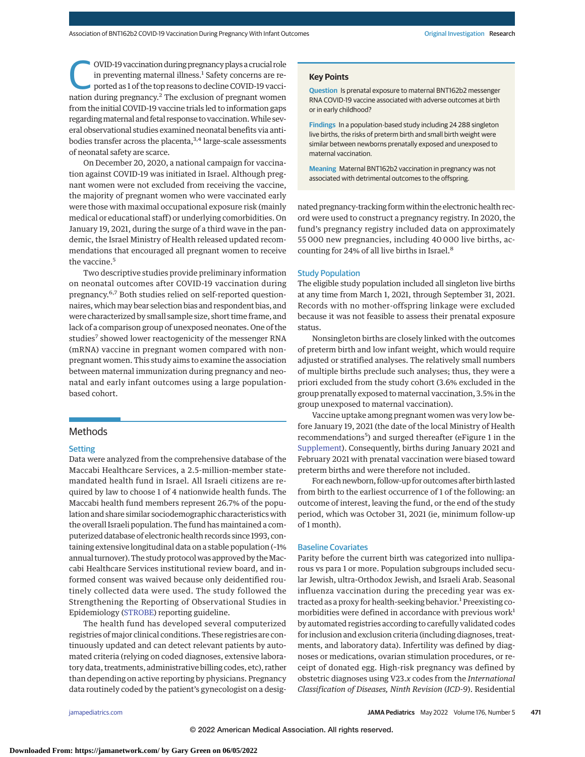COVID-19 vaccination during pregnancy plays a crucial role in preventing maternal illness.[1] Safety concerns are reported as 1 of the top reasons to decline COVID-19 vaccination during pregnancy.[2] The exclusion of pregnant women from the initial COVID-19 vaccine trials led to information gaps regarding maternal and fetal response to vaccination. While several observational studies examined neonatal benefits via antibodies transfer across the placenta,[3,4] large-scale assessments of neonatal safety are scarce.

On December 20, 2020, a national campaign for vaccination against COVID-19 was initiated in Israel. Although pregnant women were not excluded from receiving the vaccine, the majority of pregnant women who were vaccinated early were those with maximal occupational exposure risk (mainly medical or educational staff) or underlying comorbidities. On January 19, 2021, during the surge of a third wave in the pandemic, the Israel Ministry of Health released updated recommendations that encouraged all pregnant women to receive the vaccine.[5]

Two descriptive studies provide preliminary information on neonatal outcomes after COVID-19 vaccination during pregnancy.[6,7] Both studies relied on self-reported questionnaires, which may bear selection bias and respondent bias, and were characterized by small sample size, short time frame, and lack of a comparison group of unexposed neonates. One of the studies[7] showed lower reactogenicity of the messenger RNA (mRNA) vaccine in pregnant women compared with nonpregnant women. This study aims to examine the association between maternal immunization during pregnancy and neonatal and early infant outcomes using a large population-based cohort.

**Key Points**

**Question** Is prenatal exposure to maternal BNT162b2 messenger RNA COVID-19 vaccine associated with adverse outcomes at birth or in early childhood?

**Findings** In a population-based study including 24 288 singleton live births, the risks of preterm birth and small birth weight were similar between newborns prenatally exposed and unexposed to maternal vaccination.

**Meaning** Maternal BNT162b2 vaccination in pregnancy was not associated with detrimental outcomes to the offspring.

## Methods

### Setting

Data were analyzed from the comprehensive database of the Maccabi Healthcare Services, a 2.5-million-member state-mandated health fund in Israel. All Israeli citizens are required by law to choose 1 of 4 nationwide health funds. The Maccabi health fund members represent 26.7% of the population and share similar sociodemographic characteristics with the overall Israeli population. The fund has maintained a computerized database of electronic health records since 1993, containing extensive longitudinal data on a stable population (~1% annual turnover). The study protocol was approved by the Maccabi Healthcare Services institutional review board, and informed consent was waived because only deidentified routinely collected data were used. The study followed the Strengthening the Reporting of Observational Studies in Epidemiology (STROBE) reporting guideline.

The health fund has developed several computerized registries of major clinical conditions. These registries are continuously updated and can detect relevant patients by automated criteria (relying on coded diagnoses, extensive laboratory data, treatments, administrative billing codes, etc), rather than depending on active reporting by physicians. Pregnancy data routinely coded by the patient's gynecologist on a designated pregnancy-tracking form within the electronic health record were used to construct a pregnancy registry. In 2020, the fund's pregnancy registry included data on approximately 55 000 new pregnancies, including 40 000 live births, accounting for 24% of all live births in Israel.[8]

### Study Population

The eligible study population included all singleton live births at any time from March 1, 2021, through September 31, 2021. Records with no mother-offspring linkage were excluded because it was not feasible to assess their prenatal exposure status.

Nonsingleton births are closely linked with the outcomes of preterm birth and low infant weight, which would require adjusted or stratified analyses. The relatively small numbers of multiple births preclude such analyses; thus, they were a priori excluded from the study cohort (3.6% excluded in the group prenatally exposed to maternal vaccination, 3.5% in the group unexposed to maternal vaccination).

Vaccine uptake among pregnant women was very low before January 19, 2021 (the date of the local Ministry of Health recommendations[5]) and surged thereafter (eFigure 1 in the Supplement). Consequently, births during January 2021 and February 2021 with prenatal vaccination were biased toward preterm births and were therefore not included.

For each newborn, follow-up for outcomes after birth lasted from birth to the earliest occurrence of 1 of the following: an outcome of interest, leaving the fund, or the end of the study period, which was October 31, 2021 (ie, minimum follow-up of 1 month).

### Baseline Covariates

Parity before the current birth was categorized into nulliparous vs para 1 or more. Population subgroups included secular Jewish, ultra-Orthodox Jewish, and Israeli Arab. Seasonal influenza vaccination during the preceding year was extracted as a proxy for health-seeking behavior.[1] Preexisting comorbidities were defined in accordance with previous work[1] by automated registries according to carefully validated codes for inclusion and exclusion criteria (including diagnoses, treatments, and laboratory data). Infertility was defined by diagnoses or medications, ovarian stimulation procedures, or receipt of donated egg. High-risk pregnancy was defined by obstetric diagnoses using V23.*x* codes from the *International Classification of Diseases, Ninth Revision* (*ICD-9*). Residential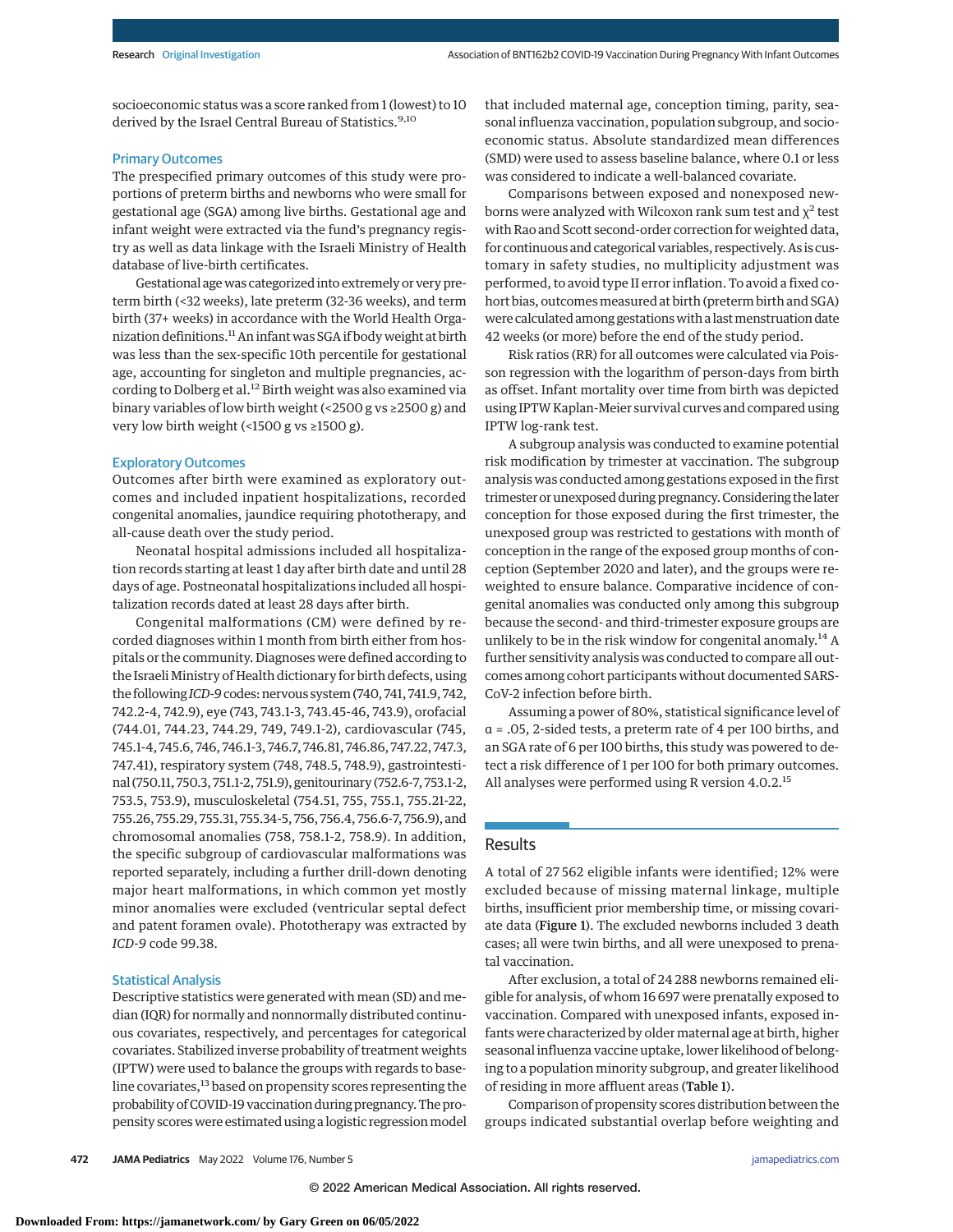socioeconomic status was a score ranked from 1 (lowest) to 10 derived by the Israel Central Bureau of Statistics.[9,10]

### Primary Outcomes

The prespecified primary outcomes of this study were proportions of preterm births and newborns who were small for gestational age (SGA) among live births. Gestational age and infant weight were extracted via the fund's pregnancy registry as well as data linkage with the Israeli Ministry of Health database of live-birth certificates.

Gestational age was categorized into extremely or very preterm birth (<32 weeks), late preterm (32-36 weeks), and term birth (37+ weeks) in accordance with the World Health Organization definitions.[11] An infant was SGA if body weight at birth was less than the sex-specific 10th percentile for gestational age, accounting for singleton and multiple pregnancies, according to Dolberg et al.[12] Birth weight was also examined via binary variables of low birth weight (<2500 g vs ≥2500 g) and very low birth weight (<1500 g vs ≥1500 g).

### Exploratory Outcomes

Outcomes after birth were examined as exploratory outcomes and included inpatient hospitalizations, recorded congenital anomalies, jaundice requiring phototherapy, and all-cause death over the study period.

Neonatal hospital admissions included all hospitalization records starting at least 1 day after birth date and until 28 days of age. Postneonatal hospitalizations included all hospitalization records dated at least 28 days after birth.

Congenital malformations (CM) were defined by recorded diagnoses within 1 month from birth either from hospitals or the community. Diagnoses were defined according to the Israeli Ministry of Health dictionary for birth defects, using the following *ICD-9* codes: nervous system (740, 741, 741.9, 742, 742.2-4, 742.9), eye (743, 743.1-3, 743.45-46, 743.9), orofacial (744.01, 744.23, 744.29, 749, 749.1-2), cardiovascular (745, 745.1-4, 745.6, 746, 746.1-3, 746.7, 746.81, 746.86, 747.22, 747.3, 747.41), respiratory system (748, 748.5, 748.9), gastrointestinal (750.11, 750.3, 751.1-2, 751.9), genitourinary (752.6-7, 753.1-2, 753.5, 753.9), musculoskeletal (754.51, 755, 755.1, 755.21-22, 755.26, 755.29, 755.31, 755.34-5, 756, 756.4, 756.6-7, 756.9), and chromosomal anomalies (758, 758.1-2, 758.9). In addition, the specific subgroup of cardiovascular malformations was reported separately, including a further drill-down denoting major heart malformations, in which common yet mostly minor anomalies were excluded (ventricular septal defect and patent foramen ovale). Phototherapy was extracted by *ICD-9* code 99.38.

### Statistical Analysis

Descriptive statistics were generated with mean (SD) and median (IQR) for normally and nonnormally distributed continuous covariates, respectively, and percentages for categorical covariates. Stabilized inverse probability of treatment weights (IPTW) were used to balance the groups with regards to baseline covariates,[13] based on propensity scores representing the probability of COVID-19 vaccination during pregnancy. The propensity scores were estimated using a logistic regression model that included maternal age, conception timing, parity, seasonal influenza vaccination, population subgroup, and socioeconomic status. Absolute standardized mean differences (SMD) were used to assess baseline balance, where 0.1 or less was considered to indicate a well-balanced covariate.

Comparisons between exposed and nonexposed newborns were analyzed with Wilcoxon rank sum test and $\chi^2$ test with Rao and Scott second-order correction for weighted data, for continuous and categorical variables, respectively. As is customary in safety studies, no multiplicity adjustment was performed, to avoid type II error inflation. To avoid a fixed cohort bias, outcomes measured at birth (preterm birth and SGA) were calculated among gestations with a last menstruation date 42 weeks (or more) before the end of the study period.

Risk ratios (RR) for all outcomes were calculated via Poisson regression with the logarithm of person-days from birth as offset. Infant mortality over time from birth was depicted using IPTW Kaplan-Meier survival curves and compared using IPTW log-rank test.

A subgroup analysis was conducted to examine potential risk modification by trimester at vaccination. The subgroup analysis was conducted among gestations exposed in the first trimester or unexposed during pregnancy. Considering the later conception for those exposed during the first trimester, the unexposed group was restricted to gestations with month of conception in the range of the exposed group months of conception (September 2020 and later), and the groups were reweighted to ensure balance. Comparative incidence of congenital anomalies was conducted only among this subgroup because the second- and third-trimester exposure groups are unlikely to be in the risk window for congenital anomaly.[14] A further sensitivity analysis was conducted to compare all outcomes among cohort participants without documented SARS-CoV-2 infection before birth.

Assuming a power of 80%, statistical significance level of $\alpha$ = .05, 2-sided tests, a preterm rate of 4 per 100 births, and an SGA rate of 6 per 100 births, this study was powered to detect a risk difference of 1 per 100 for both primary outcomes. All analyses were performed using R version 4.0.2.[15]

## Results

A total of 27 562 eligible infants were identified; 12% were excluded because of missing maternal linkage, multiple births, insufficient prior membership time, or missing covariate data (Figure 1). The excluded newborns included 3 death cases; all were twin births, and all were unexposed to prenatal vaccination.

After exclusion, a total of 24 288 newborns remained eligible for analysis, of whom 16 697 were prenatally exposed to vaccination. Compared with unexposed infants, exposed infants were characterized by older maternal age at birth, higher seasonal influenza vaccine uptake, lower likelihood of belonging to a population minority subgroup, and greater likelihood of residing in more affluent areas (Table 1).

Comparison of propensity scores distribution between the groups indicated substantial overlap before weighting and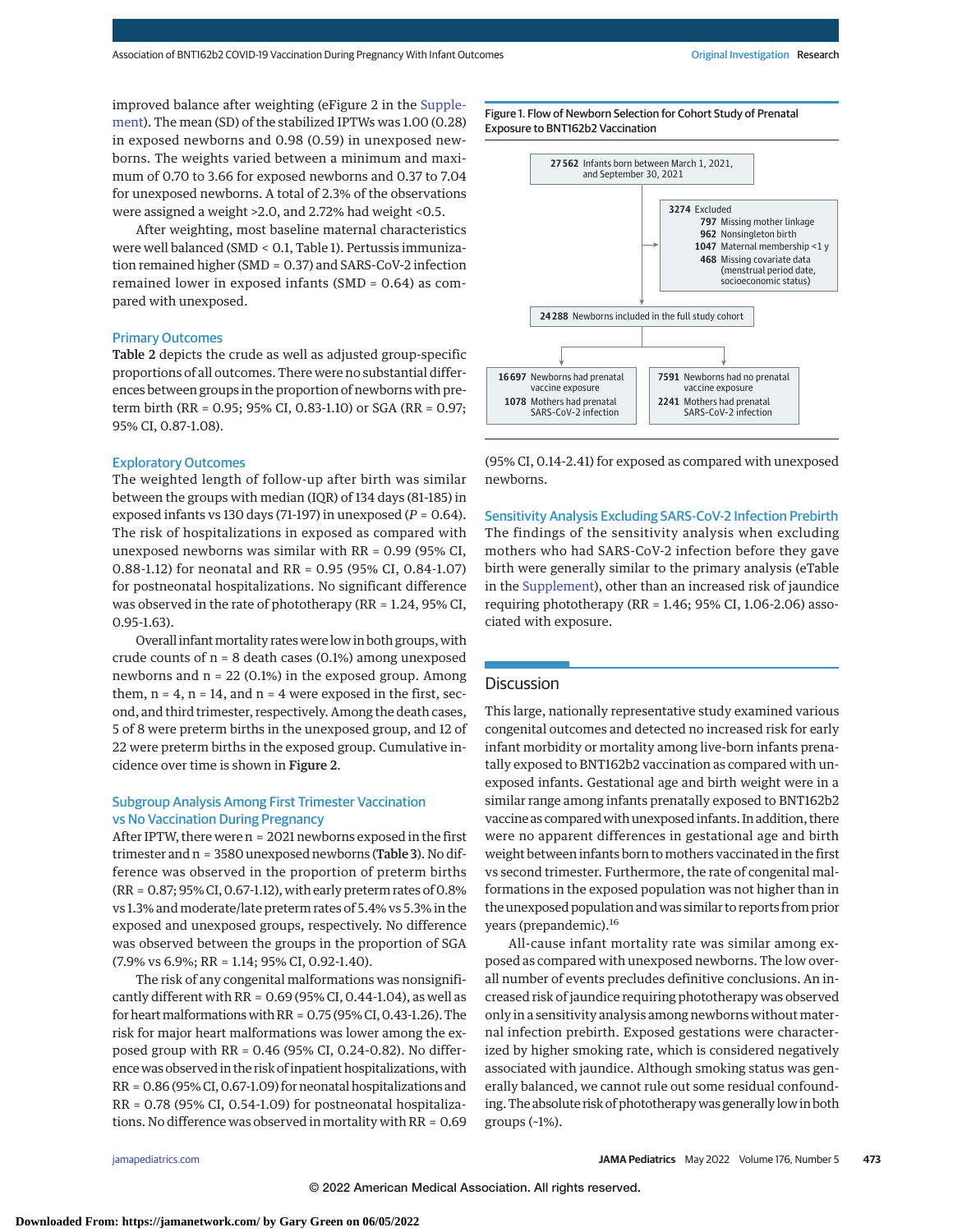improved balance after weighting (eFigure 2 in the Supplement). The mean (SD) of the stabilized IPTWs was 1.00 (0.28) in exposed newborns and 0.98 (0.59) in unexposed newborns. The weights varied between a minimum and maximum of 0.70 to 3.66 for exposed newborns and 0.37 to 7.04 for unexposed newborns. A total of 2.3% of the observations were assigned a weight >2.0, and 2.72% had weight <0.5.

After weighting, most baseline maternal characteristics were well balanced (SMD < 0.1, Table 1). Pertussis immunization remained higher (SMD = 0.37) and SARS-CoV-2 infection remained lower in exposed infants (SMD = 0.64) as compared with unexposed.

### Primary Outcomes

**Table 2** depicts the crude as well as adjusted group-specific proportions of all outcomes. There were no substantial differences between groups in the proportion of newborns with preterm birth (RR = 0.95; 95% CI, 0.83-1.10) or SGA (RR = 0.97; 95% CI, 0.87-1.08).

### Exploratory Outcomes

The weighted length of follow-up after birth was similar between the groups with median (IQR) of 134 days (81-185) in exposed infants vs 130 days (71-197) in unexposed ($P$ = 0.64). The risk of hospitalizations in exposed as compared with unexposed newborns was similar with RR = 0.99 (95% CI, 0.88-1.12) for neonatal and RR = 0.95 (95% CI, 0.84-1.07) for postneonatal hospitalizations. No significant difference was observed in the rate of phototherapy (RR = 1.24, 95% CI, 0.95-1.63).

Overall infant mortality rates were low in both groups, with crude counts of n = 8 death cases (0.1%) among unexposed newborns and n = 22 (0.1%) in the exposed group. Among them, n = 4, n = 14, and n = 4 were exposed in the first, second, and third trimester, respectively. Among the death cases, 5 of 8 were preterm births in the unexposed group, and 12 of 22 were preterm births in the exposed group. Cumulative incidence over time is shown in **Figure 2**.

### Subgroup Analysis Among First Trimester Vaccination vs No Vaccination During Pregnancy

After IPTW, there were n = 2021 newborns exposed in the first trimester and n = 3580 unexposed newborns (**Table 3**). No difference was observed in the proportion of preterm births (RR = 0.87; 95% CI, 0.67-1.12), with early preterm rates of 0.8% vs 1.3% and moderate/late preterm rates of 5.4% vs 5.3% in the exposed and unexposed groups, respectively. No difference was observed between the groups in the proportion of SGA (7.9% vs 6.9%; RR = 1.14; 95% CI, 0.92-1.40).

The risk of any congenital malformations was nonsignificantly different with RR = 0.69 (95% CI, 0.44-1.04), as well as for heart malformations with RR = 0.75 (95% CI, 0.43-1.26). The risk for major heart malformations was lower among the exposed group with RR = 0.46 (95% CI, 0.24-0.82). No difference was observed in the risk of inpatient hospitalizations, with RR = 0.86 (95% CI, 0.67-1.09) for neonatal hospitalizations and RR = 0.78 (95% CI, 0.54-1.09) for postneonatal hospitalizations. No difference was observed in mortality with RR = 0.69 (95% CI, 0.14-2.41) for exposed as compared with unexposed newborns.

Figure 1. Flow of Newborn Selection for Cohort Study of Prenatal Exposure to BNT162b2 Vaccination

- **27 562** Infants born between March 1, 2021, and September 30, 2021
- **3274** Excluded
  - **797** Missing mother linkage
  - **962** Nonsingleton birth
  - **1047** Maternal membership <1 y
  - **468** Missing covariate data (menstrual period date, socioeconomic status)
- **24 288** Newborns included in the full study cohort
  - **16 697** Newborns had prenatal vaccine exposure
    - **1078** Mothers had prenatal SARS-CoV-2 infection
  - **7591** Newborns had no prenatal vaccine exposure
    - **2241** Mothers had prenatal SARS-CoV-2 infection

### Sensitivity Analysis Excluding SARS-CoV-2 Infection Prebirth

The findings of the sensitivity analysis when excluding mothers who had SARS-CoV-2 infection before they gave birth were generally similar to the primary analysis (eTable in the Supplement), other than an increased risk of jaundice requiring phototherapy (RR = 1.46; 95% CI, 1.06-2.06) associated with exposure.

## Discussion

This large, nationally representative study examined various congenital outcomes and detected no increased risk for early infant morbidity or mortality among live-born infants prenatally exposed to BNT162b2 vaccination as compared with unexposed infants. Gestational age and birth weight were in a similar range among infants prenatally exposed to BNT162b2 vaccine as compared with unexposed infants. In addition, there were no apparent differences in gestational age and birth weight between infants born to mothers vaccinated in the first vs second trimester. Furthermore, the rate of congenital malformations in the exposed population was not higher than in the unexposed population and was similar to reports from prior years (prepandemic).[16]

All-cause infant mortality rate was similar among exposed as compared with unexposed newborns. The low overall number of events precludes definitive conclusions. An increased risk of jaundice requiring phototherapy was observed only in a sensitivity analysis among newborns without maternal infection prebirth. Exposed gestations were characterized by higher smoking rate, which is considered negatively associated with jaundice. Although smoking status was generally balanced, we cannot rule out some residual confounding. The absolute risk of phototherapy was generally low in both groups (~1%).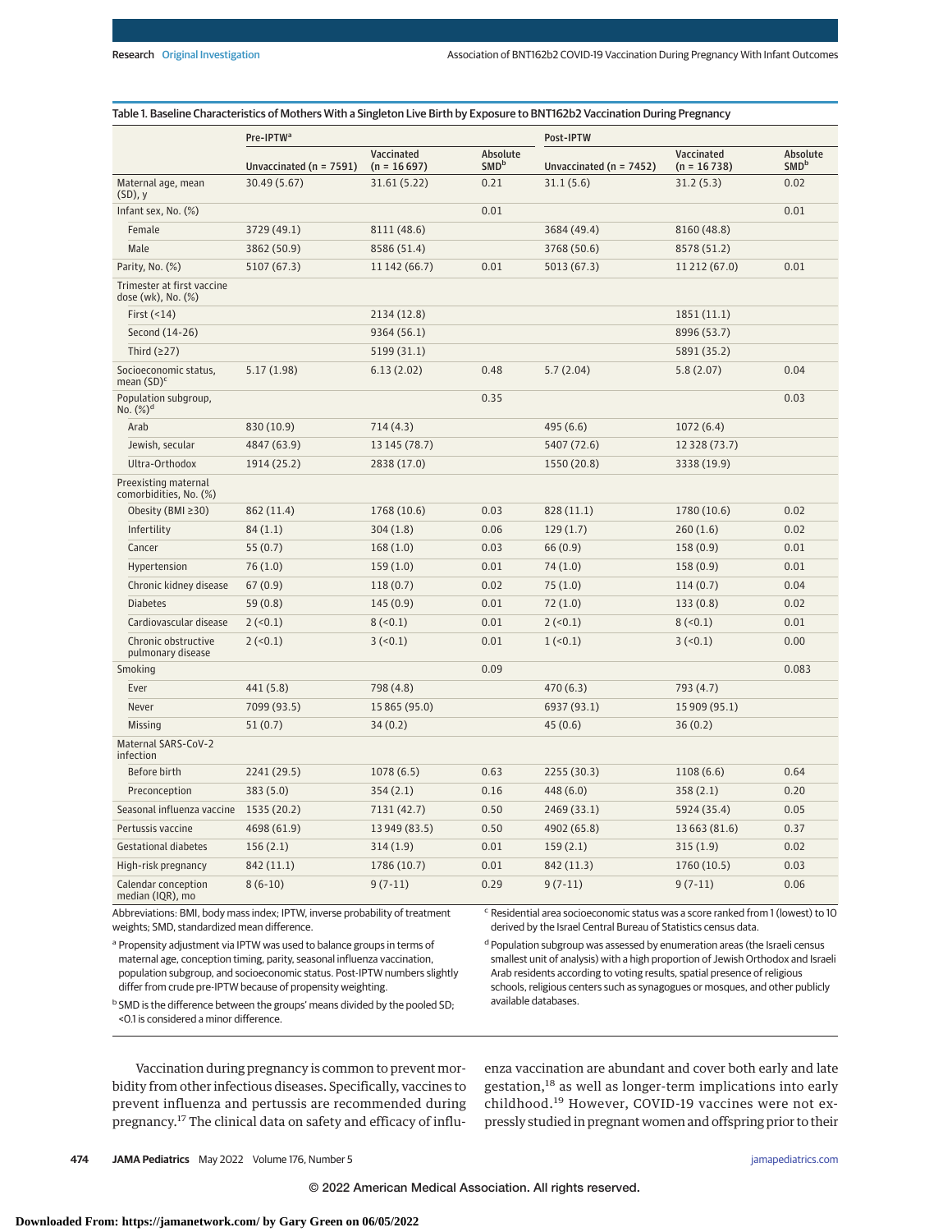Table 1. Baseline Characteristics of Mothers With a Singleton Live Birth by Exposure to BNT162b2 Vaccination During Pregnancy

| | Pre-IPTW[a] | | | Post-IPTW | | |
|---|---|---|---|---|---|---|
| | Unvaccinated (n = 7591) | Vaccinated (n = 16 697) | Absolute SMD[b] | Unvaccinated (n = 7452) | Vaccinated (n = 16 738) | Absolute SMD[b] |
| Maternal age, mean (SD), y | 30.49 (5.67) | 31.61 (5.22) | 0.21 | 31.1 (5.6) | 31.2 (5.3) | 0.02 |
| Infant sex, No. (%) | | | 0.01 | | | 0.01 |
| Female | 3729 (49.1) | 8111 (48.6) | | 3684 (49.4) | 8160 (48.8) | |
| Male | 3862 (50.9) | 8586 (51.4) | | 3768 (50.6) | 8578 (51.2) | |
| Parity, No. (%) | 5107 (67.3) | 11 142 (66.7) | 0.01 | 5013 (67.3) | 11 212 (67.0) | 0.01 |
| Trimester at first vaccine dose (wk), No. (%) | | | | | | |
| First (<14) | | 2134 (12.8) | | | 1851 (11.1) | |
| Second (14-26) | | 9364 (56.1) | | | 8996 (53.7) | |
| Third (≥27) | | 5199 (31.1) | | | 5891 (35.2) | |
| Socioeconomic status, mean (SD)[c] | 5.17 (1.98) | 6.13 (2.02) | 0.48 | 5.7 (2.04) | 5.8 (2.07) | 0.04 |
| Population subgroup, No. (%)[d] | | | 0.35 | | | 0.03 |
| Arab | 830 (10.9) | 714 (4.3) | | 495 (6.6) | 1072 (6.4) | |
| Jewish, secular | 4847 (63.9) | 13 145 (78.7) | | 5407 (72.6) | 12 328 (73.7) | |
| Ultra-Orthodox | 1914 (25.2) | 2838 (17.0) | | 1550 (20.8) | 3338 (19.9) | |
| Preexisting maternal comorbidities, No. (%) | | | | | | |
| Obesity (BMI ≥30) | 862 (11.4) | 1768 (10.6) | 0.03 | 828 (11.1) | 1780 (10.6) | 0.02 |
| Infertility | 84 (1.1) | 304 (1.8) | 0.06 | 129 (1.7) | 260 (1.6) | 0.02 |
| Cancer | 55 (0.7) | 168 (1.0) | 0.03 | 66 (0.9) | 158 (0.9) | 0.01 |
| Hypertension | 76 (1.0) | 159 (1.0) | 0.01 | 74 (1.0) | 158 (0.9) | 0.01 |
| Chronic kidney disease | 67 (0.9) | 118 (0.7) | 0.02 | 75 (1.0) | 114 (0.7) | 0.04 |
| Diabetes | 59 (0.8) | 145 (0.9) | 0.01 | 72 (1.0) | 133 (0.8) | 0.02 |
| Cardiovascular disease | 2 (<0.1) | 8 (<0.1) | 0.01 | 2 (<0.1) | 8 (<0.1) | 0.01 |
| Chronic obstructive pulmonary disease | 2 (<0.1) | 3 (<0.1) | 0.01 | 1 (<0.1) | 3 (<0.1) | 0.00 |
| Smoking | | | 0.09 | | | 0.083 |
| Ever | 441 (5.8) | 798 (4.8) | | 470 (6.3) | 793 (4.7) | |
| Never | 7099 (93.5) | 15 865 (95.0) | | 6937 (93.1) | 15 909 (95.1) | |
| Missing | 51 (0.7) | 34 (0.2) | | 45 (0.6) | 36 (0.2) | |
| Maternal SARS-CoV-2 infection | | | | | | |
| Before birth | 2241 (29.5) | 1078 (6.5) | 0.63 | 2255 (30.3) | 1108 (6.6) | 0.64 |
| Preconception | 383 (5.0) | 354 (2.1) | 0.16 | 448 (6.0) | 358 (2.1) | 0.20 |
| Seasonal influenza vaccine | 1535 (20.2) | 7131 (42.7) | 0.50 | 2469 (33.1) | 5924 (35.4) | 0.05 |
| Pertussis vaccine | 4698 (61.9) | 13 949 (83.5) | 0.50 | 4902 (65.8) | 13 663 (81.6) | 0.37 |
| Gestational diabetes | 156 (2.1) | 314 (1.9) | 0.01 | 159 (2.1) | 315 (1.9) | 0.02 |
| High-risk pregnancy | 842 (11.1) | 1786 (10.7) | 0.01 | 842 (11.3) | 1760 (10.5) | 0.03 |
| Calendar conception median (IQR), mo | 8 (6-10) | 9 (7-11) | 0.29 | 9 (7-11) | 9 (7-11) | 0.06 |

Abbreviations: BMI, body mass index; IPTW, inverse probability of treatment weights; SMD, standardized mean difference.

[a] Propensity adjustment via IPTW was used to balance groups in terms of maternal age, conception timing, parity, seasonal influenza vaccination, population subgroup, and socioeconomic status. Post-IPTW numbers slightly differ from crude pre-IPTW because of propensity weighting.

[b] SMD is the difference between the groups' means divided by the pooled SD; <0.1 is considered a minor difference.

[c] Residential area socioeconomic status was a score ranked from 1 (lowest) to 10 derived by the Israel Central Bureau of Statistics census data.

[d] Population subgroup was assessed by enumeration areas (the Israeli census smallest unit of analysis) with a high proportion of Jewish Orthodox and Israeli Arab residents according to voting results, spatial presence of religious schools, religious centers such as synagogues or mosques, and other publicly available databases.

Vaccination during pregnancy is common to prevent morbidity from other infectious diseases. Specifically, vaccines to prevent influenza and pertussis are recommended during pregnancy.[17] The clinical data on safety and efficacy of influenza vaccination are abundant and cover both early and late gestation,[18] as well as longer-term implications into early childhood.[19] However, COVID-19 vaccines were not expressly studied in pregnant women and offspring prior to their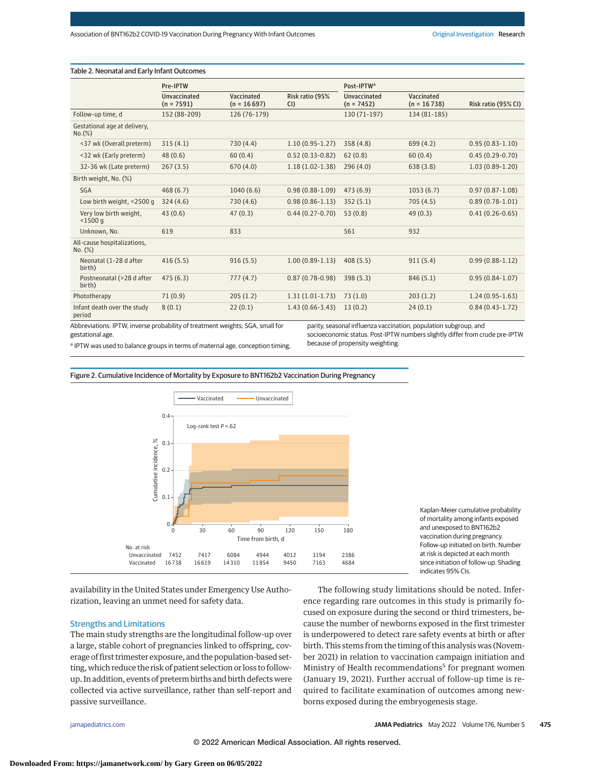Table 2. Neonatal and Early Infant Outcomes

| | Pre-IPTW | | | Post-IPTW[a] | | |
|---|---|---|---|---|---|---|
| | Unvaccinated (n = 7591) | Vaccinated (n = 16 697) | Risk ratio (95% CI) | Unvaccinated (n = 7452) | Vaccinated (n = 16 738) | Risk ratio (95% CI) |
| Follow-up time, d | 152 (88-209) | 126 (76-179) | | 130 (71-197) | 134 (81-185) | |
| Gestational age at delivery, No.(%) | | | | | | |
| <37 wk (Overall preterm) | 315 (4.1) | 730 (4.4) | 1.10 (0.95-1.27) | 358 (4.8) | 699 (4.2) | 0.95 (0.83-1.10) |
| <32 wk (Early preterm) | 48 (0.6) | 60 (0.4) | 0.52 (0.33-0.82) | 62 (0.8) | 60 (0.4) | 0.45 (0.29-0.70) |
| 32-36 wk (Late preterm) | 267 (3.5) | 670 (4.0) | 1.18 (1.02-1.38) | 296 (4.0) | 638 (3.8) | 1.03 (0.89-1.20) |
| Birth weight, No. (%) | | | | | | |
| SGA | 468 (6.7) | 1040 (6.6) | 0.98 (0.88-1.09) | 473 (6.9) | 1053 (6.7) | 0.97 (0.87-1.08) |
| Low birth weight, <2500 g | 324 (4.6) | 730 (4.6) | 0.98 (0.86-1.13) | 352 (5.1) | 705 (4.5) | 0.89 (0.78-1.01) |
| Very low birth weight, <1500 g | 43 (0.6) | 47 (0.3) | 0.44 (0.27-0.70) | 53 (0.8) | 49 (0.3) | 0.41 (0.26-0.65) |
| Unknown, No. | 619 | 833 | | 561 | 932 | |
| All-cause hospitalizations, No. (%) | | | | | | |
| Neonatal (1-28 d after birth) | 416 (5.5) | 916 (5.5) | 1.00 (0.89-1.13) | 408 (5.5) | 911 (5.4) | 0.99 (0.88-1.12) |
| Postneonatal (>28 d after birth) | 475 (6.3) | 777 (4.7) | 0.87 (0.78-0.98) | 398 (5.3) | 846 (5.1) | 0.95 (0.84-1.07) |
| Phototherapy | 71 (0.9) | 205 (1.2) | 1.31 (1.01-1.73) | 73 (1.0) | 203 (1.2) | 1.24 (0.95-1.63) |
| Infant death over the study period | 8 (0.1) | 22 (0.1) | 1.43 (0.66-3.43) | 13 (0.2) | 24 (0.1) | 0.84 (0.43-1.72) |

Abbreviations: IPTW, inverse probability of treatment weights; SGA, small for gestational age.

[a] IPTW was used to balance groups in terms of maternal age, conception timing, parity, seasonal influenza vaccination, population subgroup, and socioeconomic status. Post-IPTW numbers slightly differ from crude pre-IPTW because of propensity weighting.

Figure 2. Cumulative Incidence of Mortality by Exposure to BNT162b2 Vaccination During Pregnancy

| No. at risk | 0 | 30 | 60 | 90 | 120 | 150 | 180 |
|---|---|---|---|---|---|---|---|
| Unvaccinated | 7452 | 7417 | 6084 | 4944 | 4012 | 3194 | 2386 |
| Vaccinated | 16738 | 16619 | 14310 | 11854 | 9450 | 7163 | 4684 |

Kaplan-Meier cumulative probability of mortality among infants exposed and unexposed to BNT162b2 vaccination during pregnancy. Follow-up initiated on birth. Number at risk is depicted at each month since initiation of follow-up. Shading indicates 95% CIs.

availability in the United States under Emergency Use Authorization, leaving an unmet need for safety data.

## Strengths and Limitations

The main study strengths are the longitudinal follow-up over a large, stable cohort of pregnancies linked to offspring, coverage of first trimester exposure, and the population-based setting, which reduce the risk of patient selection or loss to follow-up. In addition, events of preterm births and birth defects were collected via active surveillance, rather than self-report and passive surveillance.

The following study limitations should be noted. Inference regarding rare outcomes in this study is primarily focused on exposure during the second or third trimesters, because the number of newborns exposed in the first trimester is underpowered to detect rare safety events at birth or after birth. This stems from the timing of this analysis was (November 2021) in relation to vaccination campaign initiation and Ministry of Health recommendations[5] for pregnant women (January 19, 2021). Further accrual of follow-up time is required to facilitate examination of outcomes among newborns exposed during the embryogenesis stage.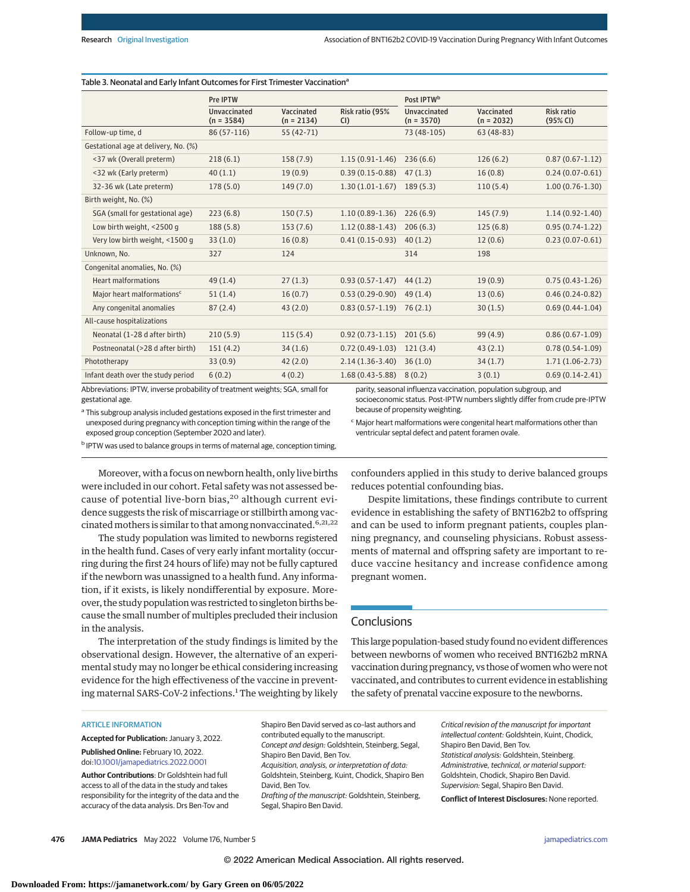Table 3. Neonatal and Early Infant Outcomes for First Trimester Vaccination[a]

| | Pre IPTW | | | Post IPTW[b] | | |
|---|---|---|---|---|---|---|
| | Unvaccinated (n = 3584) | Vaccinated (n = 2134) | Risk ratio (95% CI) | Unvaccinated (n = 3570) | Vaccinated (n = 2032) | Risk ratio (95% CI) |
| Follow-up time, d | 86 (57-116) | 55 (42-71) | | 73 (48-105) | 63 (48-83) | |
| Gestational age at delivery, No. (%) | | | | | | |
| <37 wk (Overall preterm) | 218 (6.1) | 158 (7.9) | 1.15 (0.91-1.46) | 236 (6.6) | 126 (6.2) | 0.87 (0.67-1.12) |
| <32 wk (Early preterm) | 40 (1.1) | 19 (0.9) | 0.39 (0.15-0.88) | 47 (1.3) | 16 (0.8) | 0.24 (0.07-0.61) |
| 32-36 wk (Late preterm) | 178 (5.0) | 149 (7.0) | 1.30 (1.01-1.67) | 189 (5.3) | 110 (5.4) | 1.00 (0.76-1.30) |
| Birth weight, No. (%) | | | | | | |
| SGA (small for gestational age) | 223 (6.8) | 150 (7.5) | 1.10 (0.89-1.36) | 226 (6.9) | 145 (7.9) | 1.14 (0.92-1.40) |
| Low birth weight, <2500 g | 188 (5.8) | 153 (7.6) | 1.12 (0.88-1.43) | 206 (6.3) | 125 (6.8) | 0.95 (0.74-1.22) |
| Very low birth weight, <1500 g | 33 (1.0) | 16 (0.8) | 0.41 (0.15-0.93) | 40 (1.2) | 12 (0.6) | 0.23 (0.07-0.61) |
| Unknown, No. | 327 | 124 | | 314 | 198 | |
| Congenital anomalies, No. (%) | | | | | | |
| Heart malformations | 49 (1.4) | 27 (1.3) | 0.93 (0.57-1.47) | 44 (1.2) | 19 (0.9) | 0.75 (0.43-1.26) |
| Major heart malformations[c] | 51 (1.4) | 16 (0.7) | 0.53 (0.29-0.90) | 49 (1.4) | 13 (0.6) | 0.46 (0.24-0.82) |
| Any congenital anomalies | 87 (2.4) | 43 (2.0) | 0.83 (0.57-1.19) | 76 (2.1) | 30 (1.5) | 0.69 (0.44-1.04) |
| All-cause hospitalizations | | | | | | |
| Neonatal (1-28 d after birth) | 210 (5.9) | 115 (5.4) | 0.92 (0.73-1.15) | 201 (5.6) | 99 (4.9) | 0.86 (0.67-1.09) |
| Postneonatal (>28 d after birth) | 151 (4.2) | 34 (1.6) | 0.72 (0.49-1.03) | 121 (3.4) | 43 (2.1) | 0.78 (0.54-1.09) |
| Phototherapy | 33 (0.9) | 42 (2.0) | 2.14 (1.36-3.40) | 36 (1.0) | 34 (1.7) | 1.71 (1.06-2.73) |
| Infant death over the study period | 6 (0.2) | 4 (0.2) | 1.68 (0.43-5.88) | 8 (0.2) | 3 (0.1) | 0.69 (0.14-2.41) |

Abbreviations: IPTW, inverse probability of treatment weights; SGA, small for gestational age.

[a] This subgroup analysis included gestations exposed in the first trimester and unexposed during pregnancy with conception timing within the range of the exposed group conception (September 2020 and later).

[b] IPTW was used to balance groups in terms of maternal age, conception timing, parity, seasonal influenza vaccination, population subgroup, and socioeconomic status. Post-IPTW numbers slightly differ from crude pre-IPTW because of propensity weighting.

[c] Major heart malformations were congenital heart malformations other than ventricular septal defect and patent foramen ovale.

Moreover, with a focus on newborn health, only live births were included in our cohort. Fetal safety was not assessed because of potential live-born bias,[20] although current evidence suggests the risk of miscarriage or stillbirth among vaccinated mothers is similar to that among nonvaccinated.[6,21,22]

The study population was limited to newborns registered in the health fund. Cases of very early infant mortality (occurring during the first 24 hours of life) may not be fully captured if the newborn was unassigned to a health fund. Any information, if it exists, is likely nondifferential by exposure. Moreover, the study population was restricted to singleton births because the small number of multiples precluded their inclusion in the analysis.

The interpretation of the study findings is limited by the observational design. However, the alternative of an experimental study may no longer be ethical considering increasing evidence for the high effectiveness of the vaccine in preventing maternal SARS-CoV-2 infections.[1] The weighting by likely confounders applied in this study to derive balanced groups reduces potential confounding bias.

Despite limitations, these findings contribute to current evidence in establishing the safety of BNT162b2 to offspring and can be used to inform pregnant patients, couples planning pregnancy, and counseling physicians. Robust assessments of maternal and offspring safety are important to reduce vaccine hesitancy and increase confidence among pregnant women.

## Conclusions

This large population-based study found no evident differences between newborns of women who received BNT162b2 mRNA vaccination during pregnancy, vs those of women who were not vaccinated, and contributes to current evidence in establishing the safety of prenatal vaccine exposure to the newborns.

### ARTICLE INFORMATION

**Accepted for Publication:** January 3, 2022.

**Published Online:** February 10, 2022. doi:10.1001/jamapediatrics.2022.0001

**Author Contributions:** Dr Goldshtein had full access to all of the data in the study and takes responsibility for the integrity of the data and the accuracy of the data analysis. Drs Ben-Tov and Shapiro Ben David served as co–last authors and contributed equally to the manuscript.

*Concept and design:* Goldshtein, Steinberg, Segal, Shapiro Ben David, Ben Tov.

*Acquisition, analysis, or interpretation of data:* Goldshtein, Steinberg, Kuint, Chodick, Shapiro Ben David, Ben Tov.

*Drafting of the manuscript:* Goldshtein, Steinberg, Segal, Shapiro Ben David.

*Critical revision of the manuscript for important intellectual content:* Goldshtein, Kuint, Chodick, Shapiro Ben David, Ben Tov.

*Statistical analysis:* Goldshtein, Steinberg.

*Administrative, technical, or material support:* Goldshtein, Chodick, Shapiro Ben David.

*Supervision:* Segal, Shapiro Ben David.

**Conflict of Interest Disclosures:** None reported.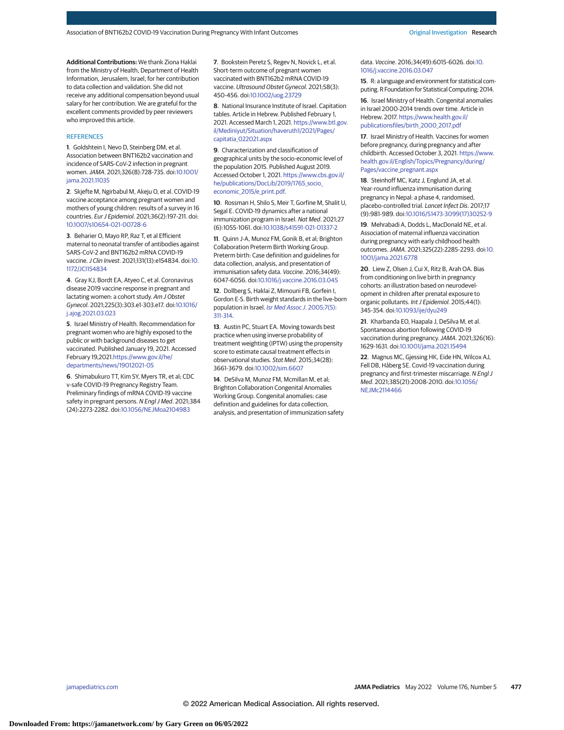**Additional Contributions:** We thank Ziona Haklai from the Ministry of Health, Department of Health Information, Jerusalem, Israel, for her contribution to data collection and validation. She did not receive any additional compensation beyond usual salary for her contribution. We are grateful for the excellent comments provided by peer reviewers who improved this article.

## REFERENCES

1. Goldshtein I, Nevo D, Steinberg DM, et al. Association between BNT162b2 vaccination and incidence of SARS-CoV-2 infection in pregnant women. *JAMA*. 2021;326(8):728-735. doi:10.1001/jama.2021.11035

2. Skjefte M, Ngirbabul M, Akeju O, et al. COVID-19 vaccine acceptance among pregnant women and mothers of young children: results of a survey in 16 countries. *Eur J Epidemiol*. 2021;36(2):197-211. doi:10.1007/s10654-021-00728-6

3. Beharier O, Mayo RP, Raz T, et al Efficient maternal to neonatal transfer of antibodies against SARS-CoV-2 and BNT162b2 mRNA COVID-19 vaccine. *J Clin Invest*. 2021;131(13):e154834. doi:10.1172/JCI154834

4. Gray KJ, Bordt EA, Atyeo C, et al. Coronavirus disease 2019 vaccine response in pregnant and lactating women: a cohort study. *Am J Obstet Gynecol*. 2021;225(3):303.e1-303.e17. doi:10.1016/j.ajog.2021.03.023

5. Israel Ministry of Health. Recommendation for pregnant women who are highly exposed to the public or with background diseases to get vaccinated. Published January 19, 2021. Accessed February 19,2021.https://www.gov.il/he/departments/news/19012021-05

6. Shimabukuro TT, Kim SY, Myers TR, et al; CDC v-safe COVID-19 Pregnancy Registry Team. Preliminary findings of mRNA COVID-19 vaccine safety in pregnant persons. *N Engl J Med*. 2021;384(24):2273-2282. doi:10.1056/NEJMoa2104983

7. Bookstein Peretz S, Regev N, Novick L, et al. Short-term outcome of pregnant women vaccinated with BNT162b2 mRNA COVID-19 vaccine. *Ultrasound Obstet Gynecol*. 2021;58(3):450-456. doi:10.1002/uog.23729

8. National Insurance Institute of Israel. Capitation tables. Article in Hebrew. Published February 1, 2021. Accessed March 1, 2021. https://www.btl.gov.il/Mediniyut/Situation/haveruth1/2021/Pages/capitatia_022021.aspx

9. Characterization and classification of geographical units by the socio-economic level of the population 2015. Published August 2019. Accessed October 1, 2021. https://www.cbs.gov.il/he/publications/DocLib/2019/1765_socio_economic_2015/e_print.pdf.

10. Rossman H, Shilo S, Meir T, Gorfine M, Shalit U, Segal E. COVID-19 dynamics after a national immunization program in Israel. *Nat Med*. 2021;27(6):1055-1061. doi:10.1038/s41591-021-01337-2

11. Quinn J-A, Munoz FM, Gonik B, et al; Brighton Collaboration Preterm Birth Working Group. Preterm birth: Case definition and guidelines for data collection, analysis, and presentation of immunisation safety data. *Vaccine*. 2016;34(49):6047-6056. doi:10.1016/j.vaccine.2016.03.045

12. Dollberg S, Haklai Z, Mimouni FB, Gorfein I, Gordon E-S. Birth weight standards in the live-born population in Israel. *Isr Med Assoc J*. 2005;7(5):311-314.

13. Austin PC, Stuart EA. Moving towards best practice when using inverse probability of treatment weighting (IPTW) using the propensity score to estimate causal treatment effects in observational studies. *Stat Med*. 2015;34(28):3661-3679. doi:10.1002/sim.6607

14. DeSilva M, Munoz FM, Mcmillan M, et al; Brighton Collaboration Congenital Anomalies Working Group. Congenital anomalies: case definition and guidelines for data collection, analysis, and presentation of immunization safety data. *Vaccine*. 2016;34(49):6015-6026. doi:10.1016/j.vaccine.2016.03.047

15. R: a language and environment for statistical computing. R Foundation for Statistical Computing; 2014.

16. Israel Ministry of Health. Congenital anomalies in Israel 2000-2014 trends over time. Article in Hebrew. 2017. https://www.health.gov.il/publicationsfiles/birth_2000_2017.pdf

17. Israel Ministry of Health. Vaccines for women before pregnancy, during pregnancy and after childbirth. Accessed October 3, 2021. https://www.health.gov.il/English/Topics/Pregnancy/during/Pages/vaccine_pregnant.aspx

18. Steinhoff MC, Katz J, Englund JA, et al. Year-round influenza immunisation during pregnancy in Nepal: a phase 4, randomised, placebo-controlled trial. *Lancet Infect Dis*. 2017;17(9):981-989. doi:10.1016/S1473-3099(17)30252-9

19. Mehrabadi A, Dodds L, MacDonald NE, et al. Association of maternal influenza vaccination during pregnancy with early childhood health outcomes. *JAMA*. 2021;325(22):2285-2293. doi:10.1001/jama.2021.6778

20. Liew Z, Olsen J, Cui X, Ritz B, Arah OA. Bias from conditioning on live birth in pregnancy cohorts: an illustration based on neurodevelopment in children after prenatal exposure to organic pollutants. *Int J Epidemiol*. 2015;44(1):345-354. doi:10.1093/ije/dyu249

21. Kharbanda EO, Haapala J, DeSilva M, et al. Spontaneous abortion following COVID-19 vaccination during pregnancy. *JAMA*. 2021;326(16):1629-1631. doi:10.1001/jama.2021.15494

22. Magnus MC, Gjessing HK, Eide HN, Wilcox AJ, Fell DB, Håberg SE. Covid-19 vaccination during pregnancy and first-trimester miscarriage. *N Engl J Med*. 2021;385(21):2008-2010. doi:10.1056/NEJMc2114466